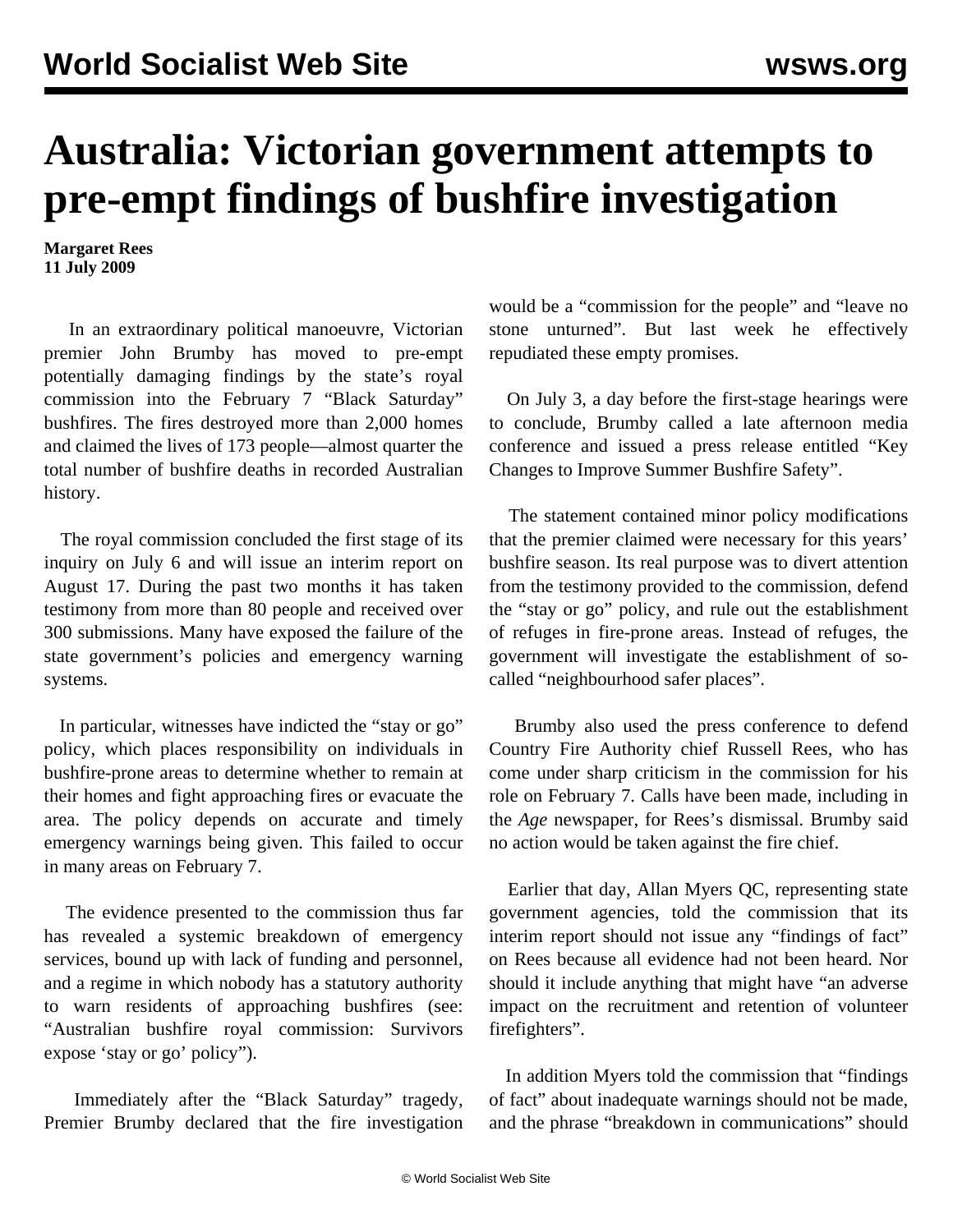# Australia: Victorian government attempts to pre-empt findings of bushfire investigation

**Margaret Rees**
**11 July 2009**

In an extraordinary political manoeuvre, Victorian premier John Brumby has moved to pre-empt potentially damaging findings by the state's royal commission into the February 7 "Black Saturday" bushfires. The fires destroyed more than 2,000 homes and claimed the lives of 173 people—almost quarter the total number of bushfire deaths in recorded Australian history.

The royal commission concluded the first stage of its inquiry on July 6 and will issue an interim report on August 17. During the past two months it has taken testimony from more than 80 people and received over 300 submissions. Many have exposed the failure of the state government's policies and emergency warning systems.

In particular, witnesses have indicted the "stay or go" policy, which places responsibility on individuals in bushfire-prone areas to determine whether to remain at their homes and fight approaching fires or evacuate the area. The policy depends on accurate and timely emergency warnings being given. This failed to occur in many areas on February 7.

The evidence presented to the commission thus far has revealed a systemic breakdown of emergency services, bound up with lack of funding and personnel, and a regime in which nobody has a statutory authority to warn residents of approaching bushfires (see: "Australian bushfire royal commission: Survivors expose 'stay or go' policy").

Immediately after the "Black Saturday" tragedy, Premier Brumby declared that the fire investigation would be a "commission for the people" and "leave no stone unturned". But last week he effectively repudiated these empty promises.

On July 3, a day before the first-stage hearings were to conclude, Brumby called a late afternoon media conference and issued a press release entitled "Key Changes to Improve Summer Bushfire Safety".

The statement contained minor policy modifications that the premier claimed were necessary for this years' bushfire season. Its real purpose was to divert attention from the testimony provided to the commission, defend the "stay or go" policy, and rule out the establishment of refuges in fire-prone areas. Instead of refuges, the government will investigate the establishment of so-called "neighbourhood safer places".

Brumby also used the press conference to defend Country Fire Authority chief Russell Rees, who has come under sharp criticism in the commission for his role on February 7. Calls have been made, including in the *Age* newspaper, for Rees's dismissal. Brumby said no action would be taken against the fire chief.

Earlier that day, Allan Myers QC, representing state government agencies, told the commission that its interim report should not issue any "findings of fact" on Rees because all evidence had not been heard. Nor should it include anything that might have "an adverse impact on the recruitment and retention of volunteer firefighters".

In addition Myers told the commission that "findings of fact" about inadequate warnings should not be made, and the phrase "breakdown in communications" should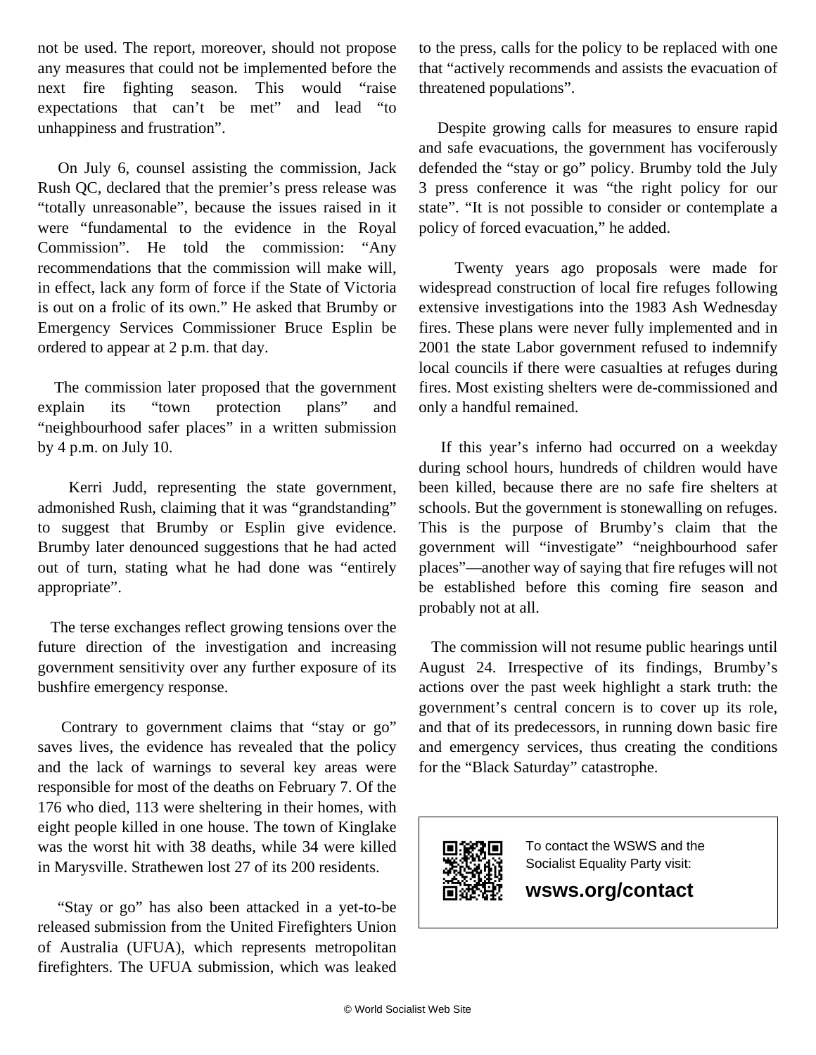not be used. The report, moreover, should not propose any measures that could not be implemented before the next fire fighting season. This would "raise expectations that can't be met" and lead "to unhappiness and frustration".

On July 6, counsel assisting the commission, Jack Rush QC, declared that the premier's press release was "totally unreasonable", because the issues raised in it were "fundamental to the evidence in the Royal Commission". He told the commission: "Any recommendations that the commission will make will, in effect, lack any form of force if the State of Victoria is out on a frolic of its own." He asked that Brumby or Emergency Services Commissioner Bruce Esplin be ordered to appear at 2 p.m. that day.

The commission later proposed that the government explain its "town protection plans" and "neighbourhood safer places" in a written submission by 4 p.m. on July 10.

Kerri Judd, representing the state government, admonished Rush, claiming that it was "grandstanding" to suggest that Brumby or Esplin give evidence. Brumby later denounced suggestions that he had acted out of turn, stating what he had done was "entirely appropriate".

The terse exchanges reflect growing tensions over the future direction of the investigation and increasing government sensitivity over any further exposure of its bushfire emergency response.

Contrary to government claims that "stay or go" saves lives, the evidence has revealed that the policy and the lack of warnings to several key areas were responsible for most of the deaths on February 7. Of the 176 who died, 113 were sheltering in their homes, with eight people killed in one house. The town of Kinglake was the worst hit with 38 deaths, while 34 were killed in Marysville. Strathewen lost 27 of its 200 residents.

"Stay or go" has also been attacked in a yet-to-be released submission from the United Firefighters Union of Australia (UFUA), which represents metropolitan firefighters. The UFUA submission, which was leaked to the press, calls for the policy to be replaced with one that "actively recommends and assists the evacuation of threatened populations".

Despite growing calls for measures to ensure rapid and safe evacuations, the government has vociferously defended the "stay or go" policy. Brumby told the July 3 press conference it was "the right policy for our state". "It is not possible to consider or contemplate a policy of forced evacuation," he added.

Twenty years ago proposals were made for widespread construction of local fire refuges following extensive investigations into the 1983 Ash Wednesday fires. These plans were never fully implemented and in 2001 the state Labor government refused to indemnify local councils if there were casualties at refuges during fires. Most existing shelters were de-commissioned and only a handful remained.

If this year's inferno had occurred on a weekday during school hours, hundreds of children would have been killed, because there are no safe fire shelters at schools. But the government is stonewalling on refuges. This is the purpose of Brumby's claim that the government will "investigate" "neighbourhood safer places"—another way of saying that fire refuges will not be established before this coming fire season and probably not at all.

The commission will not resume public hearings until August 24. Irrespective of its findings, Brumby's actions over the past week highlight a stark truth: the government's central concern is to cover up its role, and that of its predecessors, in running down basic fire and emergency services, thus creating the conditions for the "Black Saturday" catastrophe.

To contact the WSWS and the Socialist Equality Party visit:

**wsws.org/contact**